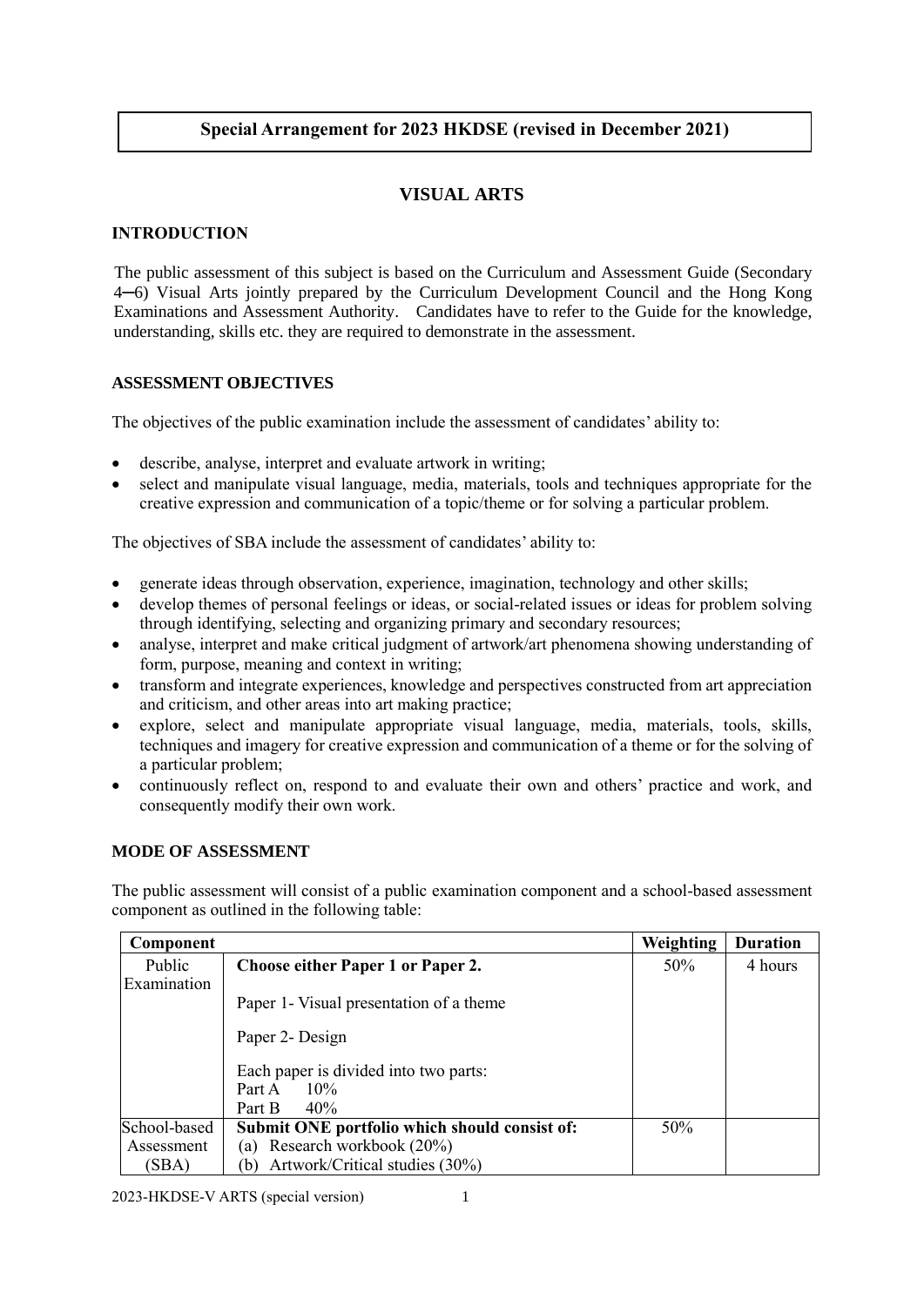**Special Arrangement for 2023 HKDSE (revised in December 2021)**

# VISUAL ARTS

## INTRODUCTION

The public assessment of this subject is based on the Curriculum and Assessment Guide (Secondary 4─6) Visual Arts jointly prepared by the Curriculum Development Council and the Hong Kong Examinations and Assessment Authority. Candidates have to refer to the Guide for the knowledge, understanding, skills etc. they are required to demonstrate in the assessment.

## ASSESSMENT OBJECTIVES

The objectives of the public examination include the assessment of candidates' ability to:

- describe, analyse, interpret and evaluate artwork in writing;
- select and manipulate visual language, media, materials, tools and techniques appropriate for the creative expression and communication of a topic/theme or for solving a particular problem.

The objectives of SBA include the assessment of candidates' ability to:

- generate ideas through observation, experience, imagination, technology and other skills;
- develop themes of personal feelings or ideas, or social-related issues or ideas for problem solving through identifying, selecting and organizing primary and secondary resources;
- analyse, interpret and make critical judgment of artwork/art phenomena showing understanding of form, purpose, meaning and context in writing;
- transform and integrate experiences, knowledge and perspectives constructed from art appreciation and criticism, and other areas into art making practice;
- explore, select and manipulate appropriate visual language, media, materials, tools, skills, techniques and imagery for creative expression and communication of a theme or for the solving of a particular problem;
- continuously reflect on, respond to and evaluate their own and others' practice and work, and consequently modify their own work.

## MODE OF ASSESSMENT

The public assessment will consist of a public examination component and a school-based assessment component as outlined in the following table:

| Component | | Weighting | Duration |
|---|---|---|---|
| Public Examination | **Choose either Paper 1 or Paper 2.**<br><br>Paper 1- Visual presentation of a theme<br><br>Paper 2- Design<br><br>Each paper is divided into two parts:<br>Part A 10%<br>Part B 40% | 50% | 4 hours |
| School-based Assessment (SBA) | **Submit ONE portfolio which should consist of:**<br>(a) Research workbook (20%)<br>(b) Artwork/Critical studies (30%) | 50% | |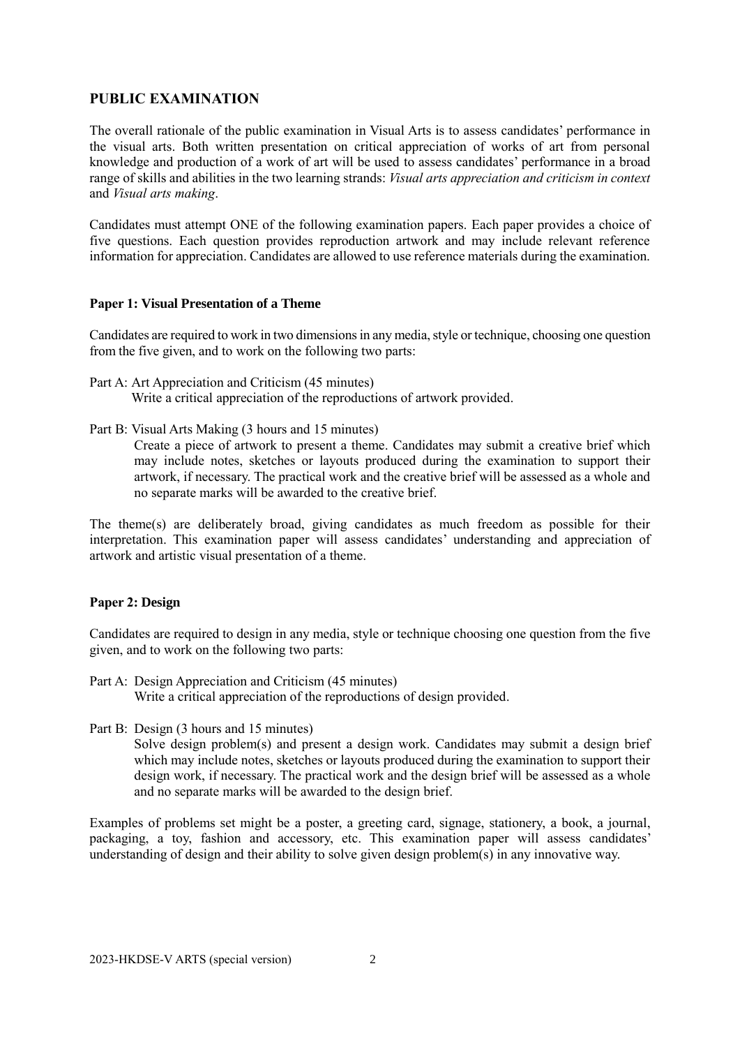## PUBLIC EXAMINATION

The overall rationale of the public examination in Visual Arts is to assess candidates' performance in the visual arts. Both written presentation on critical appreciation of works of art from personal knowledge and production of a work of art will be used to assess candidates' performance in a broad range of skills and abilities in the two learning strands: *Visual arts appreciation and criticism in context* and *Visual arts making*.

Candidates must attempt ONE of the following examination papers. Each paper provides a choice of five questions. Each question provides reproduction artwork and may include relevant reference information for appreciation. Candidates are allowed to use reference materials during the examination.

### Paper 1: Visual Presentation of a Theme

Candidates are required to work in two dimensions in any media, style or technique, choosing one question from the five given, and to work on the following two parts:

Part A: Art Appreciation and Criticism (45 minutes)
Write a critical appreciation of the reproductions of artwork provided.

Part B: Visual Arts Making (3 hours and 15 minutes)
Create a piece of artwork to present a theme. Candidates may submit a creative brief which may include notes, sketches or layouts produced during the examination to support their artwork, if necessary. The practical work and the creative brief will be assessed as a whole and no separate marks will be awarded to the creative brief.

The theme(s) are deliberately broad, giving candidates as much freedom as possible for their interpretation. This examination paper will assess candidates' understanding and appreciation of artwork and artistic visual presentation of a theme.

### Paper 2: Design

Candidates are required to design in any media, style or technique choosing one question from the five given, and to work on the following two parts:

Part A: Design Appreciation and Criticism (45 minutes)
Write a critical appreciation of the reproductions of design provided.

Part B: Design (3 hours and 15 minutes)
Solve design problem(s) and present a design work. Candidates may submit a design brief which may include notes, sketches or layouts produced during the examination to support their design work, if necessary. The practical work and the design brief will be assessed as a whole and no separate marks will be awarded to the design brief.

Examples of problems set might be a poster, a greeting card, signage, stationery, a book, a journal, packaging, a toy, fashion and accessory, etc. This examination paper will assess candidates' understanding of design and their ability to solve given design problem(s) in any innovative way.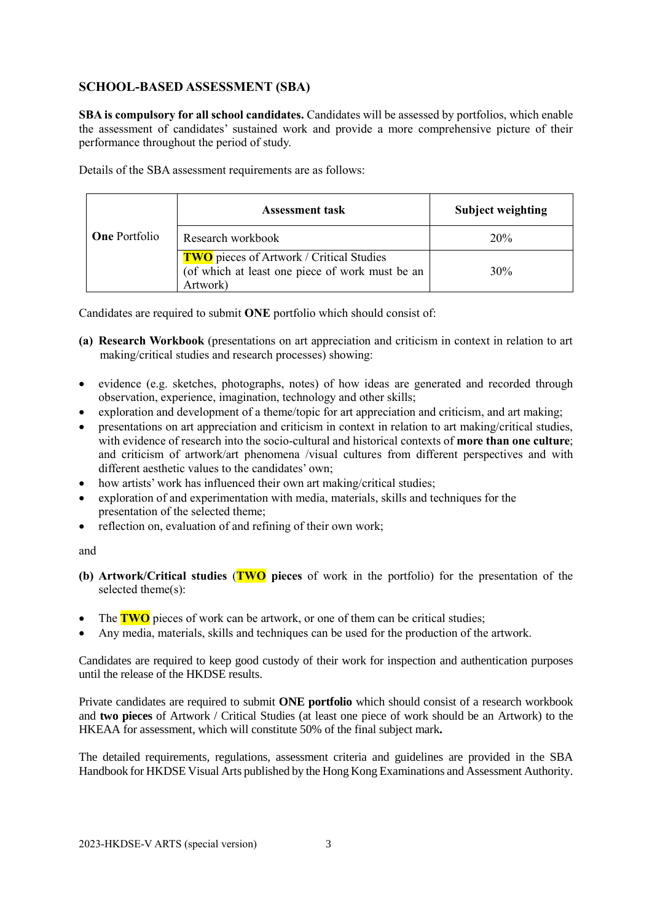## SCHOOL-BASED ASSESSMENT (SBA)

**SBA is compulsory for all school candidates.** Candidates will be assessed by portfolios, which enable the assessment of candidates' sustained work and provide a more comprehensive picture of their performance throughout the period of study.

Details of the SBA assessment requirements are as follows:

| | Assessment task | Subject weighting |
|---|---|---|
| **One** Portfolio | Research workbook | 20% |
| | **TWO** pieces of Artwork / Critical Studies (of which at least one piece of work must be an Artwork) | 30% |

Candidates are required to submit **ONE** portfolio which should consist of:

**(a) Research Workbook** (presentations on art appreciation and criticism in context in relation to art making/critical studies and research processes) showing:

- evidence (e.g. sketches, photographs, notes) of how ideas are generated and recorded through observation, experience, imagination, technology and other skills;
- exploration and development of a theme/topic for art appreciation and criticism, and art making;
- presentations on art appreciation and criticism in context in relation to art making/critical studies, with evidence of research into the socio-cultural and historical contexts of **more than one culture**; and criticism of artwork/art phenomena /visual cultures from different perspectives and with different aesthetic values to the candidates' own;
- how artists' work has influenced their own art making/critical studies;
- exploration of and experimentation with media, materials, skills and techniques for the presentation of the selected theme;
- reflection on, evaluation of and refining of their own work;

and

**(b) Artwork/Critical studies** (**TWO pieces** of work in the portfolio) for the presentation of the selected theme(s):

- The **TWO** pieces of work can be artwork, or one of them can be critical studies;
- Any media, materials, skills and techniques can be used for the production of the artwork.

Candidates are required to keep good custody of their work for inspection and authentication purposes until the release of the HKDSE results.

Private candidates are required to submit **ONE portfolio** which should consist of a research workbook and **two pieces** of Artwork / Critical Studies (at least one piece of work should be an Artwork) to the HKEAA for assessment, which will constitute 50% of the final subject mark**.**

The detailed requirements, regulations, assessment criteria and guidelines are provided in the SBA Handbook for HKDSE Visual Arts published by the Hong Kong Examinations and Assessment Authority.